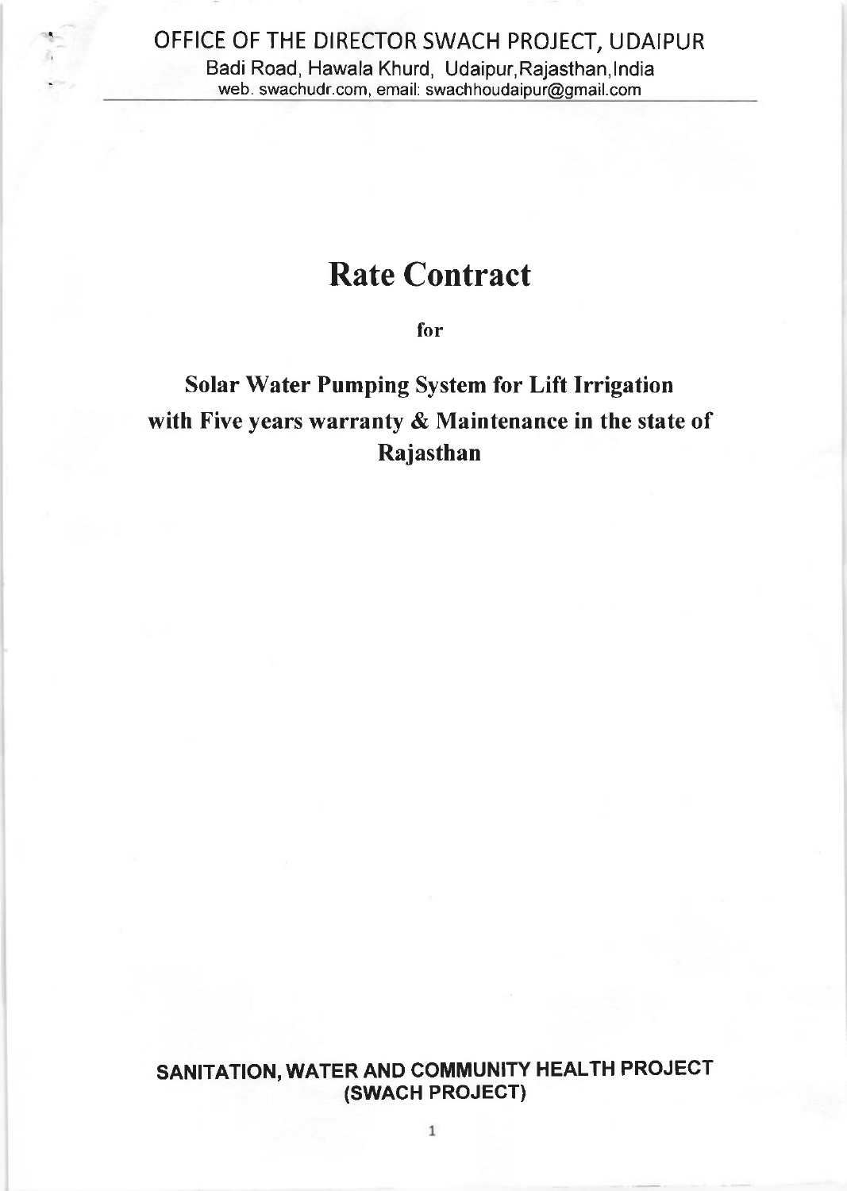OFFICE OF THE DIRECTOR SWACH PROJECT, UDAIPUR

Badi Road, Hawala Khurd, Udaipur,Rajasthan,India

web. swachudr.com, email: swachhoudaipur@gmail.com

# Rate Contract

**for**

## Solar Water Pumping System for Lift Irrigation with Five years warranty & Maintenance in the state of Rajasthan

**SANITATION, WATER AND COMMUNITY HEALTH PROJECT (SWACH PROJECT)**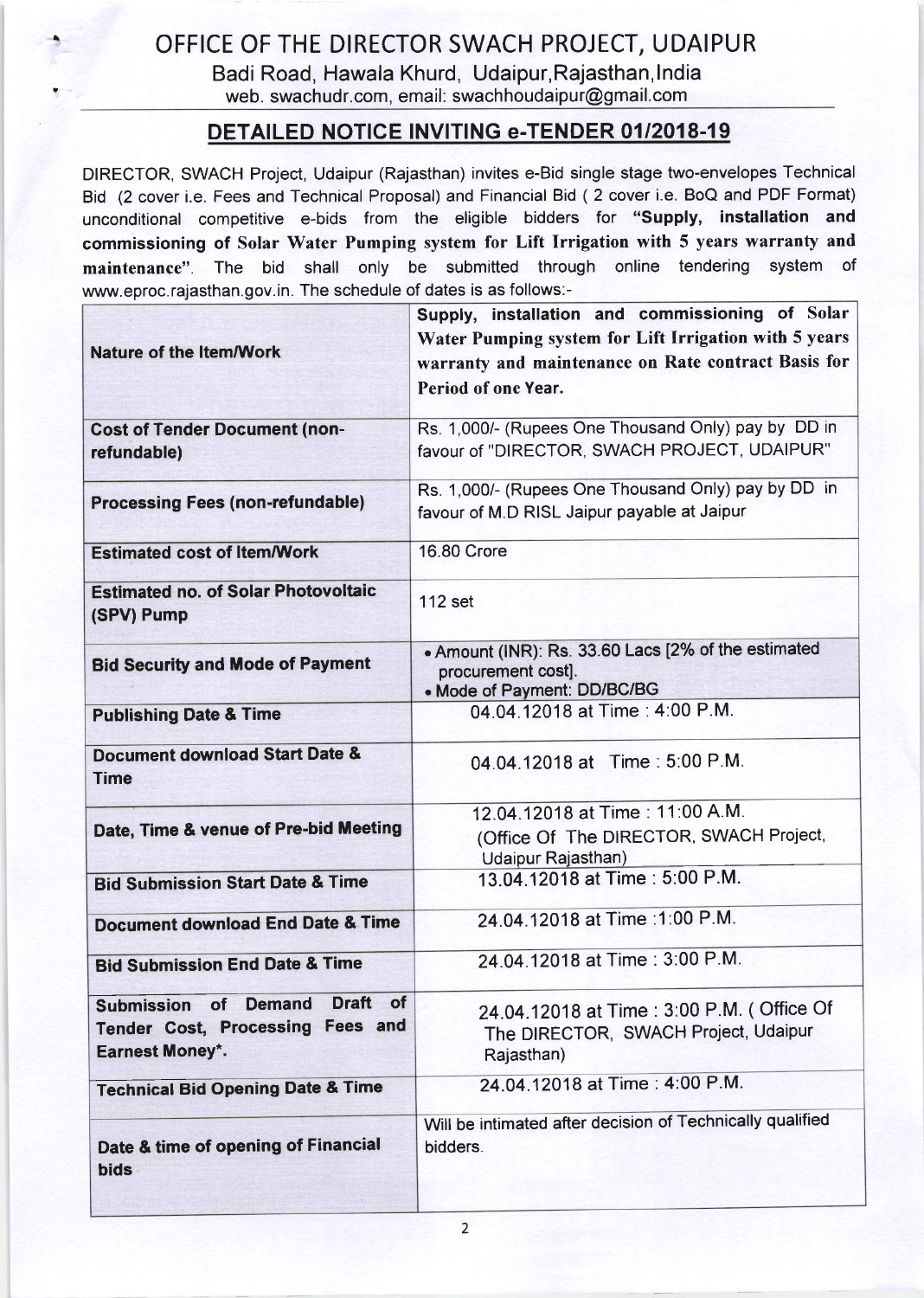# OFFICE OF THE DIRECTOR SWACH PROJECT, UDAIPUR

Badi Road, Hawala Khurd, Udaipur,Rajasthan,India
web. swachudr.com, email: swachhoudaipur@gmail.com

## DETAILED NOTICE INVITING e-TENDER 01/2018-19

DIRECTOR, SWACH Project, Udaipur (Rajasthan) invites e-Bid single stage two-envelopes Technical Bid (2 cover i.e. Fees and Technical Proposal) and Financial Bid ( 2 cover i.e. BoQ and PDF Format) unconditional competitive e-bids from the eligible bidders for **"Supply, installation and commissioning of Solar Water Pumping system for Lift Irrigation with 5 years warranty and maintenance"**. The bid shall only be submitted through online tendering system of www.eproc.rajasthan.gov.in. The schedule of dates is as follows:-

| | |
|---|---|
| **Nature of the Item/Work** | **Supply, installation and commissioning of Solar Water Pumping system for Lift Irrigation with 5 years warranty and maintenance on Rate contract Basis for Period of one Year.** |
| **Cost of Tender Document (non-refundable)** | Rs. 1,000/- (Rupees One Thousand Only) pay by DD in favour of "DIRECTOR, SWACH PROJECT, UDAIPUR" |
| **Processing Fees (non-refundable)** | Rs. 1,000/- (Rupees One Thousand Only) pay by DD in favour of M.D RISL Jaipur payable at Jaipur |
| **Estimated cost of Item/Work** | 16.80 Crore |
| **Estimated no. of Solar Photovoltaic (SPV) Pump** | 112 set |
| **Bid Security and Mode of Payment** | • Amount (INR): Rs. 33.60 Lacs [2% of the estimated procurement cost].<br>• Mode of Payment: DD/BC/BG |
| **Publishing Date & Time** | 04.04.12018 at Time : 4:00 P.M. |
| **Document download Start Date & Time** | 04.04.12018 at Time : 5:00 P.M. |
| **Date, Time & venue of Pre-bid Meeting** | 12.04.12018 at Time : 11:00 A.M.<br>(Office Of The DIRECTOR, SWACH Project, Udaipur Rajasthan) |
| **Bid Submission Start Date & Time** | 13.04.12018 at Time : 5:00 P.M. |
| **Document download End Date & Time** | 24.04.12018 at Time :1:00 P.M. |
| **Bid Submission End Date & Time** | 24.04.12018 at Time : 3:00 P.M. |
| **Submission of Demand Draft of Tender Cost, Processing Fees and Earnest Money*.** | 24.04.12018 at Time : 3:00 P.M. ( Office Of The DIRECTOR, SWACH Project, Udaipur Rajasthan) |
| **Technical Bid Opening Date & Time** | 24.04.12018 at Time : 4:00 P.M. |
| **Date & time of opening of Financial bids** | Will be intimated after decision of Technically qualified bidders. |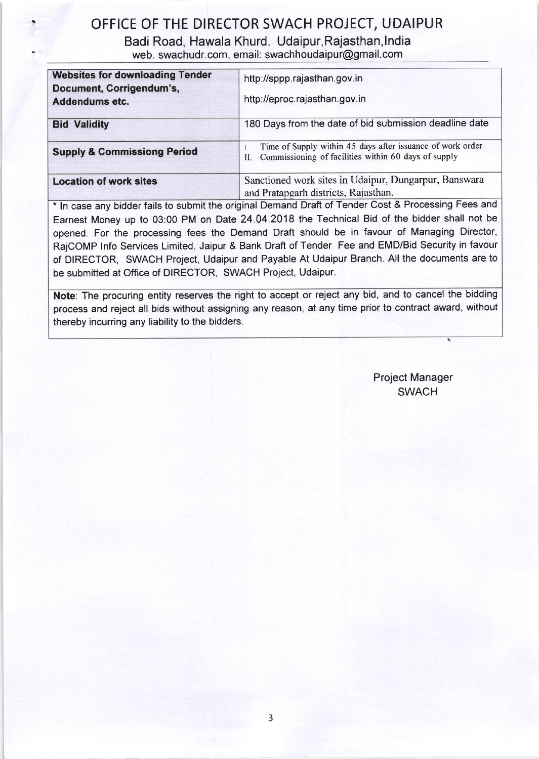# OFFICE OF THE DIRECTOR SWACH PROJECT, UDAIPUR

Badi Road, Hawala Khurd, Udaipur,Rajasthan,India

web. swachudr.com, email: swachhoudaipur@gmail.com

| | |
|---|---|
| **Websites for downloading Tender Document, Corrigendum's, Addendums etc.** | http://sppp.rajasthan.gov.in<br>http://eproc.rajasthan.gov.in |
| **Bid Validity** | 180 Days from the date of bid submission deadline date |
| **Supply & Commissiong Period** | I. Time of Supply within 45 days after issuance of work order<br>II. Commissioning of facilities within 60 days of supply |
| **Location of work sites** | Sanctioned work sites in Udaipur, Dungarpur, Banswara and Pratapgarh districts, Rajasthan. |

* In case any bidder fails to submit the original Demand Draft of Tender Cost & Processing Fees and Earnest Money up to 03:00 PM on Date 24.04.2018 the Technical Bid of the bidder shall not be opened. For the processing fees the Demand Draft should be in favour of Managing Director, RajCOMP Info Services Limited, Jaipur & Bank Draft of Tender Fee and EMD/Bid Security in favour of DIRECTOR, SWACH Project, Udaipur and Payable At Udaipur Branch. All the documents are to be submitted at Office of DIRECTOR, SWACH Project, Udaipur.

**Note**: The procuring entity reserves the right to accept or reject any bid, and to cancel the bidding process and reject all bids without assigning any reason, at any time prior to contract award, without thereby incurring any liability to the bidders.

Project Manager
SWACH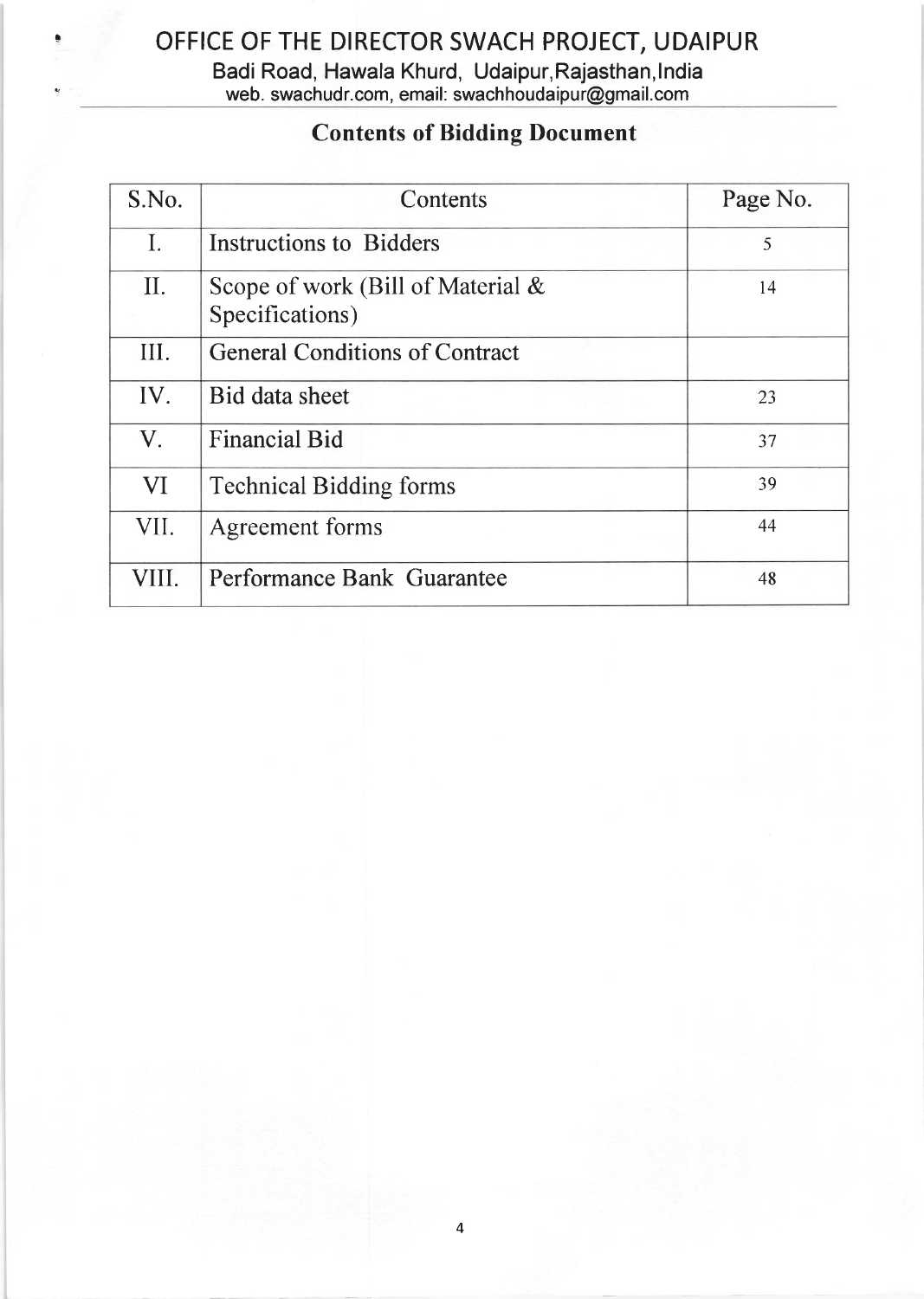# OFFICE OF THE DIRECTOR SWACH PROJECT, UDAIPUR

Badi Road, Hawala Khurd, Udaipur,Rajasthan,India
web. swachudr.com, email: swachhoudaipur@gmail.com

## Contents of Bidding Document

| S.No. | Contents | Page No. |
|---|---|---|
| I. | Instructions to Bidders | 5 |
| II. | Scope of work (Bill of Material & Specifications) | 14 |
| III. | General Conditions of Contract | |
| IV. | Bid data sheet | 23 |
| V. | Financial Bid | 37 |
| VI | Technical Bidding forms | 39 |
| VII. | Agreement forms | 44 |
| VIII. | Performance Bank Guarantee | 48 |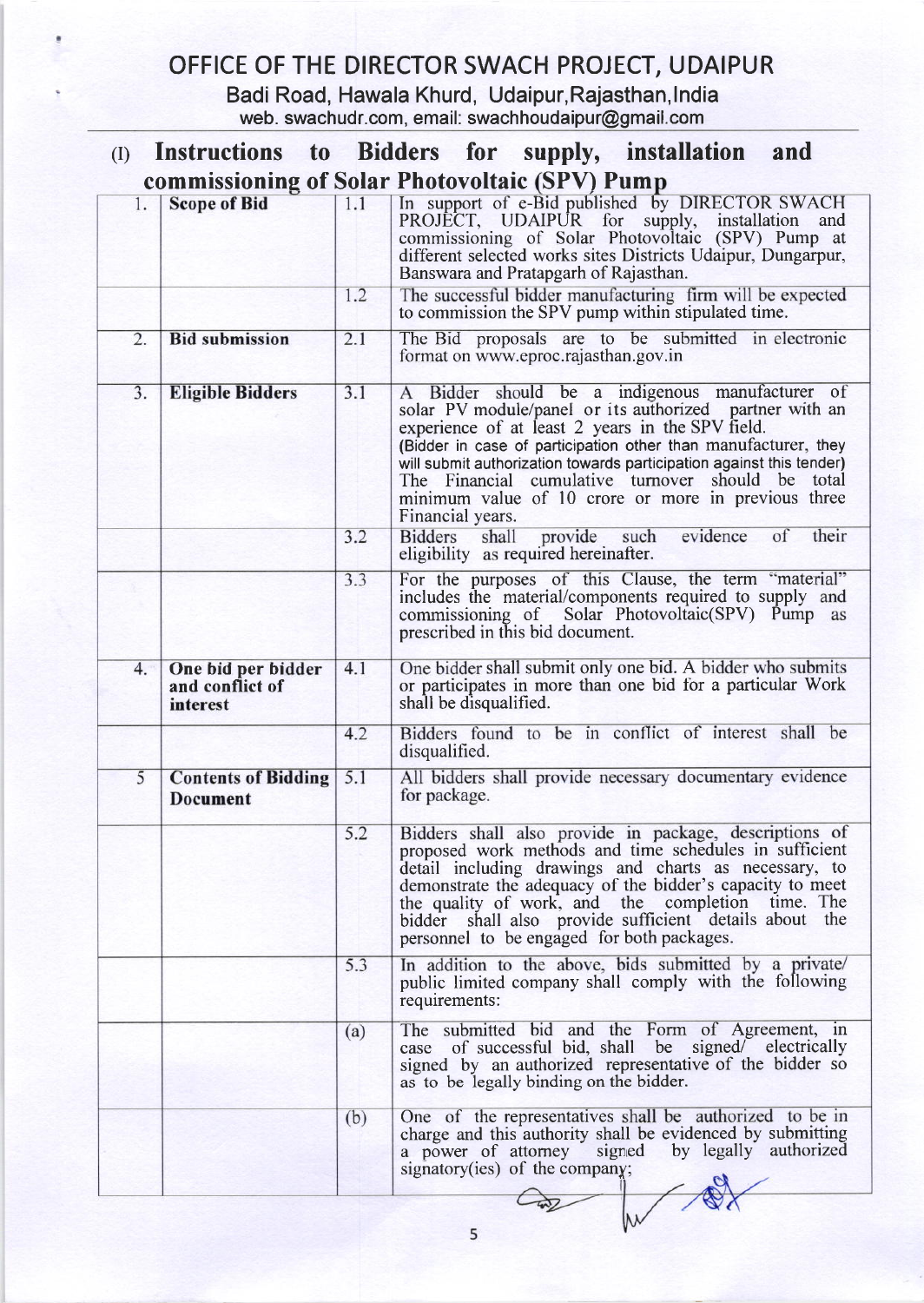# OFFICE OF THE DIRECTOR SWACH PROJECT, UDAIPUR

Badi Road, Hawala Khurd, Udaipur,Rajasthan,India
web. swachudr.com, email: swachhoudaipur@gmail.com

## (I) Instructions to Bidders for supply, installation and commissioning of Solar Photovoltaic (SPV) Pump

| | | | |
|---|---|---|---|
| 1. | **Scope of Bid** | 1.1 | In support of e-Bid published by DIRECTOR SWACH PROJECT, UDAIPUR for supply, installation and commissioning of Solar Photovoltaic (SPV) Pump at different selected works sites Districts Udaipur, Dungarpur, Banswara and Pratapgarh of Rajasthan. |
| | | 1.2 | The successful bidder manufacturing firm will be expected to commission the SPV pump within stipulated time. |
| 2. | **Bid submission** | 2.1 | The Bid proposals are to be submitted in electronic format on www.eproc.rajasthan.gov.in |
| 3. | **Eligible Bidders** | 3.1 | A Bidder should be a indigenous manufacturer of solar PV module/panel or its authorized partner with an experience of at least 2 years in the SPV field. (Bidder in case of participation other than manufacturer, they will submit authorization towards participation against this tender) The Financial cumulative turnover should be total minimum value of 10 crore or more in previous three Financial years. |
| | | 3.2 | Bidders shall provide such evidence of their eligibility as required hereinafter. |
| | | 3.3 | For the purposes of this Clause, the term "material" includes the material/components required to supply and commissioning of Solar Photovoltaic(SPV) Pump as prescribed in this bid document. |
| 4. | **One bid per bidder and conflict of interest** | 4.1 | One bidder shall submit only one bid. A bidder who submits or participates in more than one bid for a particular Work shall be disqualified. |
| | | 4.2 | Bidders found to be in conflict of interest shall be disqualified. |
| 5 | **Contents of Bidding Document** | 5.1 | All bidders shall provide necessary documentary evidence for package. |
| | | 5.2 | Bidders shall also provide in package, descriptions of proposed work methods and time schedules in sufficient detail including drawings and charts as necessary, to demonstrate the adequacy of the bidder's capacity to meet the quality of work, and the completion time. The bidder shall also provide sufficient details about the personnel to be engaged for both packages. |
| | | 5.3 | In addition to the above, bids submitted by a private/ public limited company shall comply with the following requirements: |
| | | (a) | The submitted bid and the Form of Agreement, in case of successful bid, shall be signed/ electrically signed by an authorized representative of the bidder so as to be legally binding on the bidder. |
| | | (b) | One of the representatives shall be authorized to be in charge and this authority shall be evidenced by submitting a power of attorney signed by legally authorized signatory(ies) of the company; |